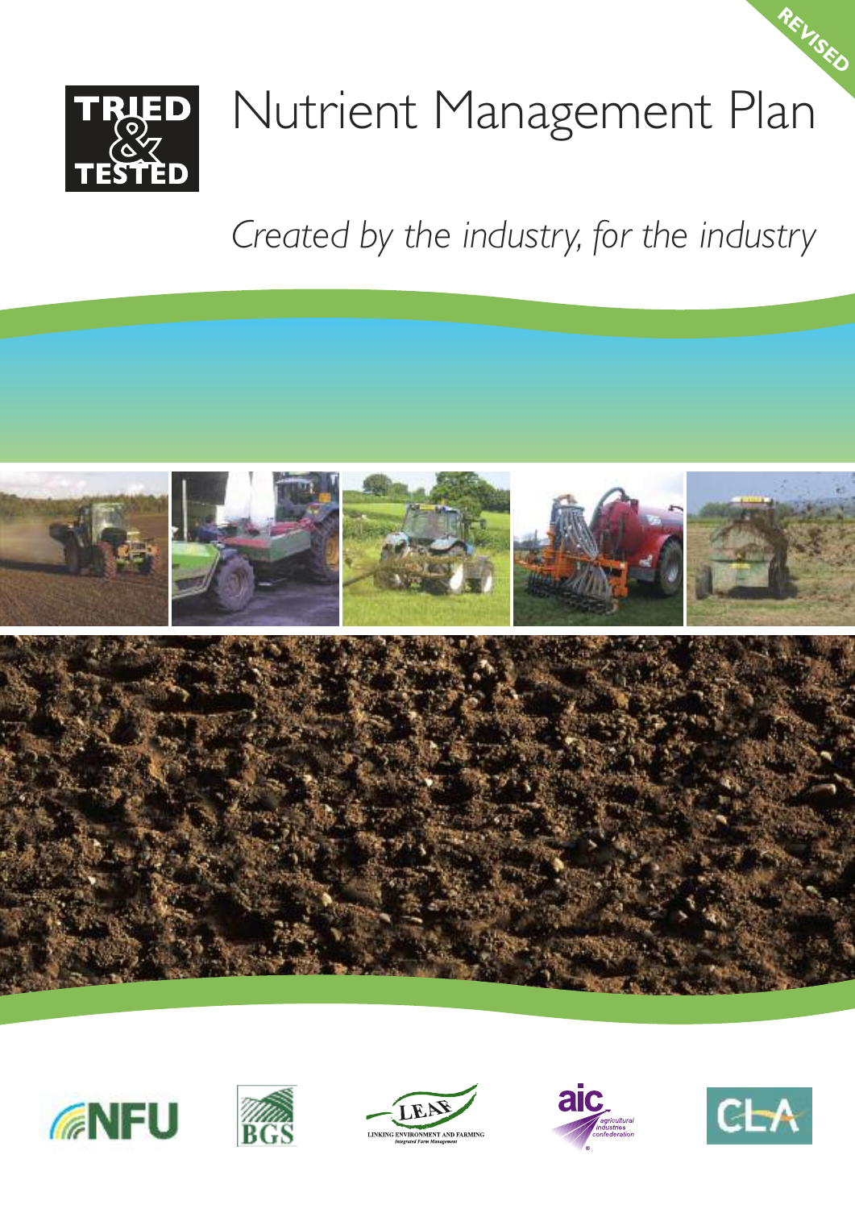REVISED

TRIED & TESTED

# Nutrient Management Plan

*Created by the industry, for the industry*

NFU

BGS

LEAF — LINKING ENVIRONMENT AND FARMING — Integrated Farm Management

aic — agricultural industries confederation

CLA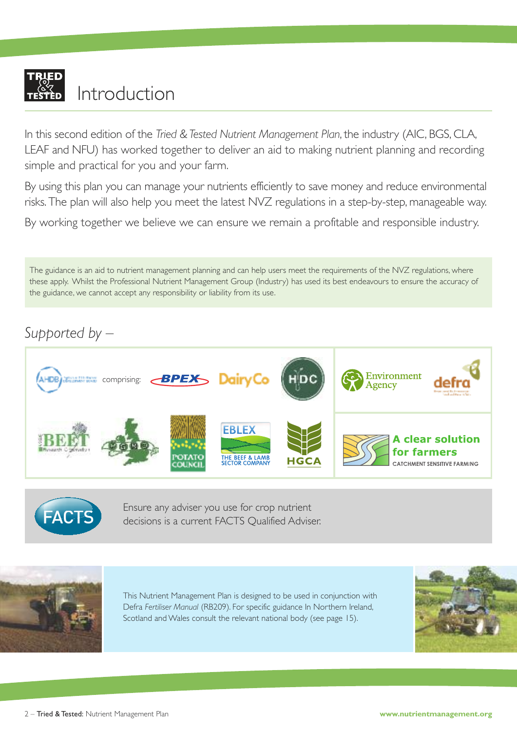# Introduction

In this second edition of the *Tried & Tested Nutrient Management Plan*, the industry (AIC, BGS, CLA, LEAF and NFU) has worked together to deliver an aid to making nutrient planning and recording simple and practical for you and your farm.

By using this plan you can manage your nutrients efficiently to save money and reduce environmental risks. The plan will also help you meet the latest NVZ regulations in a step-by-step, manageable way.

By working together we believe we can ensure we remain a profitable and responsible industry.

The guidance is an aid to nutrient management planning and can help users meet the requirements of the NVZ regulations, where these apply. Whilst the Professional Nutrient Management Group (Industry) has used its best endeavours to ensure the accuracy of the guidance, we cannot accept any responsibility or liability from its use.

*Supported by –*

AHDB comprising: BPEX, DairyCo, HDC, BEET Research Organisation, PGRO, Potato Council, EBLEX The Beef & Lamb Sector Company, HGCA

Environment Agency, defra

A clear solution for farmers – Catchment Sensitive Farming

FACTS

Ensure any adviser you use for crop nutrient decisions is a current FACTS Qualified Adviser.

This Nutrient Management Plan is designed to be used in conjunction with Defra *Fertiliser Manual* (RB209). For specific guidance In Northern Ireland, Scotland and Wales consult the relevant national body (see page 15).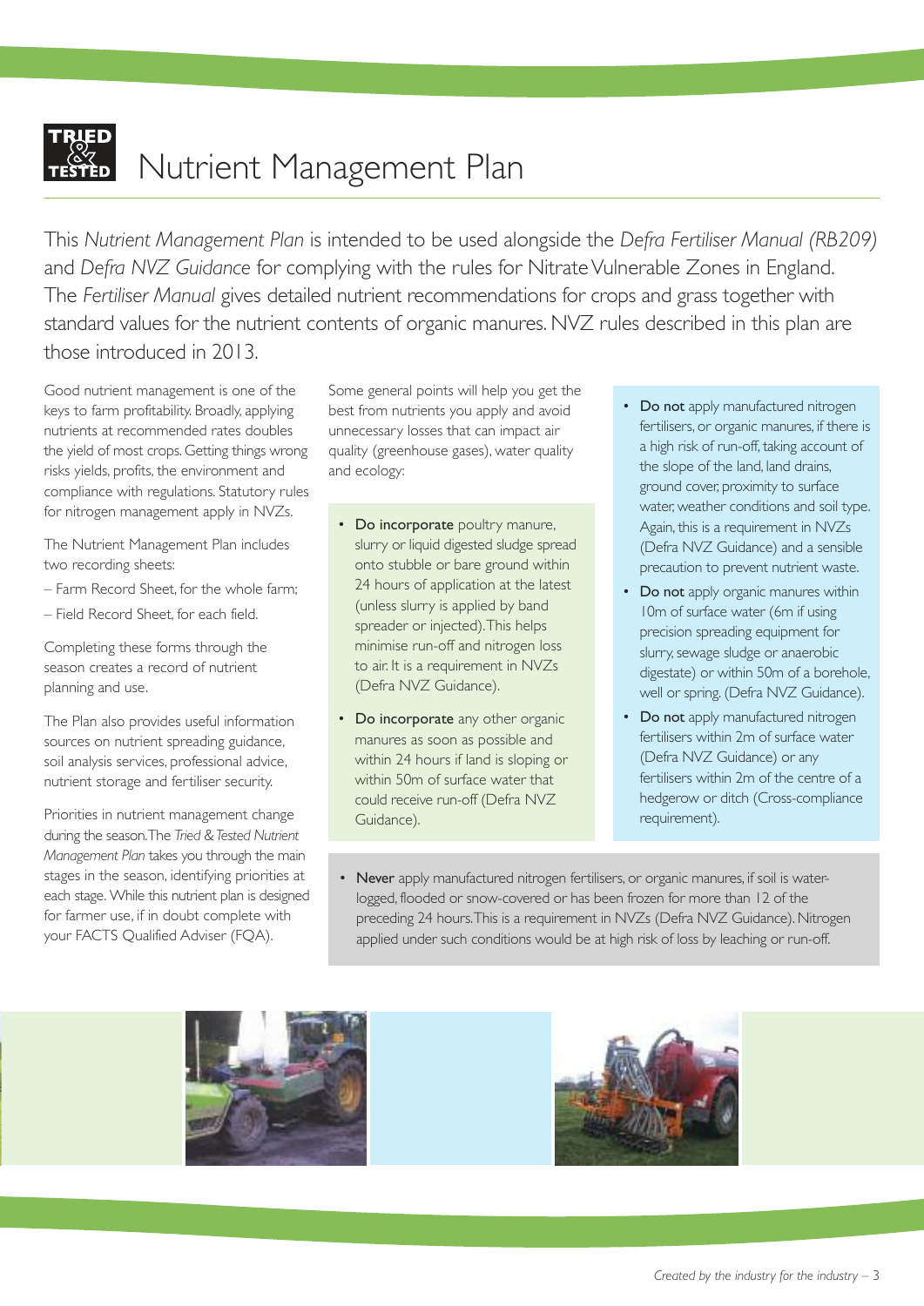# Nutrient Management Plan

This *Nutrient Management Plan* is intended to be used alongside the *Defra Fertiliser Manual (RB209)* and *Defra NVZ Guidance* for complying with the rules for Nitrate Vulnerable Zones in England. The *Fertiliser Manual* gives detailed nutrient recommendations for crops and grass together with standard values for the nutrient contents of organic manures. NVZ rules described in this plan are those introduced in 2013.

Good nutrient management is one of the keys to farm profitability. Broadly, applying nutrients at recommended rates doubles the yield of most crops. Getting things wrong risks yields, profits, the environment and compliance with regulations. Statutory rules for nitrogen management apply in NVZs.

The Nutrient Management Plan includes two recording sheets:

– Farm Record Sheet, for the whole farm;

– Field Record Sheet, for each field.

Completing these forms through the season creates a record of nutrient planning and use.

The Plan also provides useful information sources on nutrient spreading guidance, soil analysis services, professional advice, nutrient storage and fertiliser security.

Priorities in nutrient management change during the season. The *Tried & Tested Nutrient Management Plan* takes you through the main stages in the season, identifying priorities at each stage. While this nutrient plan is designed for farmer use, if in doubt complete with your FACTS Qualified Adviser (FQA).

Some general points will help you get the best from nutrients you apply and avoid unnecessary losses that can impact air quality (greenhouse gases), water quality and ecology:

- **Do incorporate** poultry manure, slurry or liquid digested sludge spread onto stubble or bare ground within 24 hours of application at the latest (unless slurry is applied by band spreader or injected). This helps minimise run-off and nitrogen loss to air. It is a requirement in NVZs (Defra NVZ Guidance).
- **Do incorporate** any other organic manures as soon as possible and within 24 hours if land is sloping or within 50m of surface water that could receive run-off (Defra NVZ Guidance).

- **Do not** apply manufactured nitrogen fertilisers, or organic manures, if there is a high risk of run-off, taking account of the slope of the land, land drains, ground cover, proximity to surface water, weather conditions and soil type. Again, this is a requirement in NVZs (Defra NVZ Guidance) and a sensible precaution to prevent nutrient waste.
- **Do not** apply organic manures within 10m of surface water (6m if using precision spreading equipment for slurry, sewage sludge or anaerobic digestate) or within 50m of a borehole, well or spring. (Defra NVZ Guidance).
- **Do not** apply manufactured nitrogen fertilisers within 2m of surface water (Defra NVZ Guidance) or any fertilisers within 2m of the centre of a hedgerow or ditch (Cross-compliance requirement).

- **Never** apply manufactured nitrogen fertilisers, or organic manures, if soil is waterlogged, flooded or snow-covered or has been frozen for more than 12 of the preceding 24 hours. This is a requirement in NVZs (Defra NVZ Guidance). Nitrogen applied under such conditions would be at high risk of loss by leaching or run-off.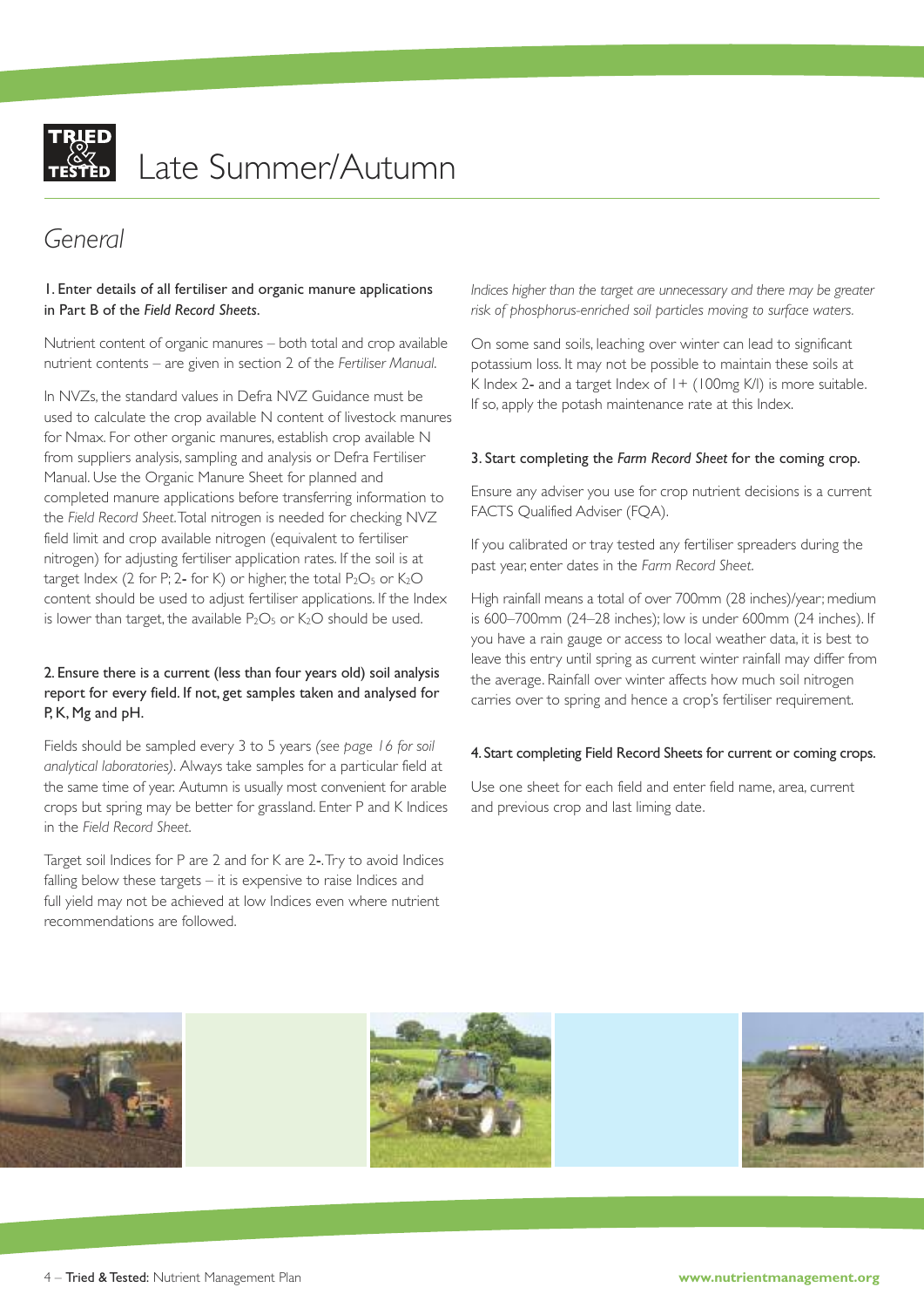# Late Summer/Autumn

## General

**1. Enter details of all fertiliser and organic manure applications in Part B of the *Field Record Sheets*.**

Nutrient content of organic manures – both total and crop available nutrient contents – are given in section 2 of the *Fertiliser Manual*.

In NVZs, the standard values in Defra NVZ Guidance must be used to calculate the crop available N content of livestock manures for Nmax. For other organic manures, establish crop available N from suppliers analysis, sampling and analysis or Defra Fertiliser Manual. Use the Organic Manure Sheet for planned and completed manure applications before transferring information to the *Field Record Sheet*. Total nitrogen is needed for checking NVZ field limit and crop available nitrogen (equivalent to fertiliser nitrogen) for adjusting fertiliser application rates. If the soil is at target Index (2 for P; 2- for K) or higher, the total $P_2O_5$ or $K_2O$ content should be used to adjust fertiliser applications. If the Index is lower than target, the available $P_2O_5$ or $K_2O$ should be used.

**2. Ensure there is a current (less than four years old) soil analysis report for every field. If not, get samples taken and analysed for P, K, Mg and pH.**

Fields should be sampled every 3 to 5 years *(see page 16 for soil analytical laboratories)*. Always take samples for a particular field at the same time of year. Autumn is usually most convenient for arable crops but spring may be better for grassland. Enter P and K Indices in the *Field Record Sheet*.

Target soil Indices for P are 2 and for K are 2-. Try to avoid Indices falling below these targets – it is expensive to raise Indices and full yield may not be achieved at low Indices even where nutrient recommendations are followed.

*Indices higher than the target are unnecessary and there may be greater risk of phosphorus-enriched soil particles moving to surface waters.*

On some sand soils, leaching over winter can lead to significant potassium loss. It may not be possible to maintain these soils at K Index 2- and a target Index of 1+ (100mg K/l) is more suitable. If so, apply the potash maintenance rate at this Index.

**3. Start completing the *Farm Record Sheet* for the coming crop.**

Ensure any adviser you use for crop nutrient decisions is a current FACTS Qualified Adviser (FQA).

If you calibrated or tray tested any fertiliser spreaders during the past year, enter dates in the *Farm Record Sheet*.

High rainfall means a total of over 700mm (28 inches)/year; medium is 600–700mm (24–28 inches); low is under 600mm (24 inches). If you have a rain gauge or access to local weather data, it is best to leave this entry until spring as current winter rainfall may differ from the average. Rainfall over winter affects how much soil nitrogen carries over to spring and hence a crop's fertiliser requirement.

**4. Start completing Field Record Sheets for current or coming crops.**

Use one sheet for each field and enter field name, area, current and previous crop and last liming date.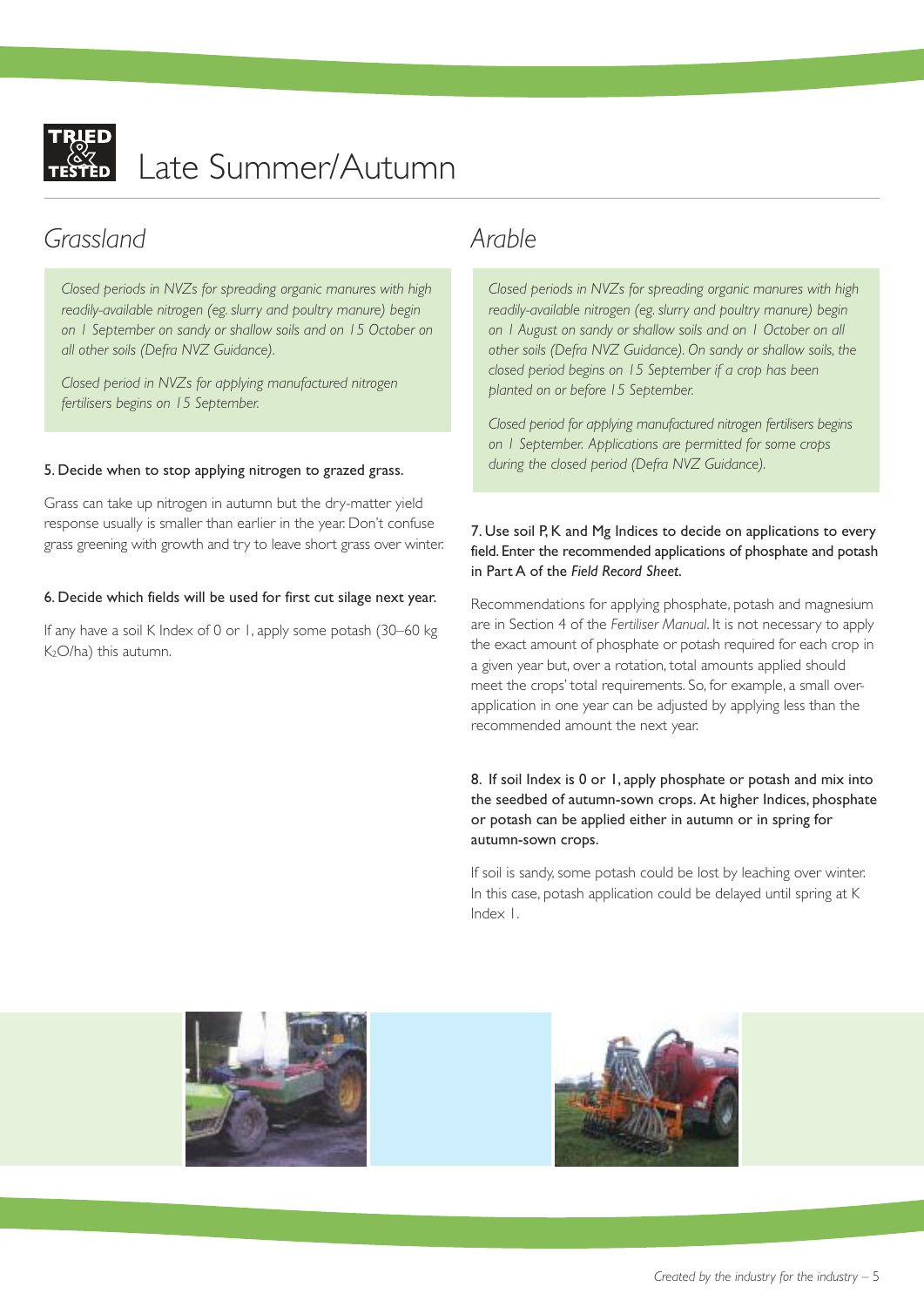# Late Summer/Autumn

## Grassland

*Closed periods in NVZs for spreading organic manures with high readily-available nitrogen (eg. slurry and poultry manure) begin on 1 September on sandy or shallow soils and on 15 October on all other soils (Defra NVZ Guidance).*

*Closed period in NVZs for applying manufactured nitrogen fertilisers begins on 15 September.*

**5. Decide when to stop applying nitrogen to grazed grass.**

Grass can take up nitrogen in autumn but the dry-matter yield response usually is smaller than earlier in the year. Don't confuse grass greening with growth and try to leave short grass over winter.

**6. Decide which fields will be used for first cut silage next year.**

If any have a soil K Index of 0 or 1, apply some potash (30–60 kg $K_2O$/ha) this autumn.

## Arable

*Closed periods in NVZs for spreading organic manures with high readily-available nitrogen (eg. slurry and poultry manure) begin on 1 August on sandy or shallow soils and on 1 October on all other soils (Defra NVZ Guidance). On sandy or shallow soils, the closed period begins on 15 September if a crop has been planted on or before 15 September.*

*Closed period for applying manufactured nitrogen fertilisers begins on 1 September. Applications are permitted for some crops during the closed period (Defra NVZ Guidance).*

**7. Use soil P, K and Mg Indices to decide on applications to every field. Enter the recommended applications of phosphate and potash in Part A of the *Field Record Sheet*.**

Recommendations for applying phosphate, potash and magnesium are in Section 4 of the *Fertiliser Manual*. It is not necessary to apply the exact amount of phosphate or potash required for each crop in a given year but, over a rotation, total amounts applied should meet the crops' total requirements. So, for example, a small over-application in one year can be adjusted by applying less than the recommended amount the next year.

**8. If soil Index is 0 or 1, apply phosphate or potash and mix into the seedbed of autumn-sown crops. At higher Indices, phosphate or potash can be applied either in autumn or in spring for autumn-sown crops.**

If soil is sandy, some potash could be lost by leaching over winter. In this case, potash application could be delayed until spring at K Index 1.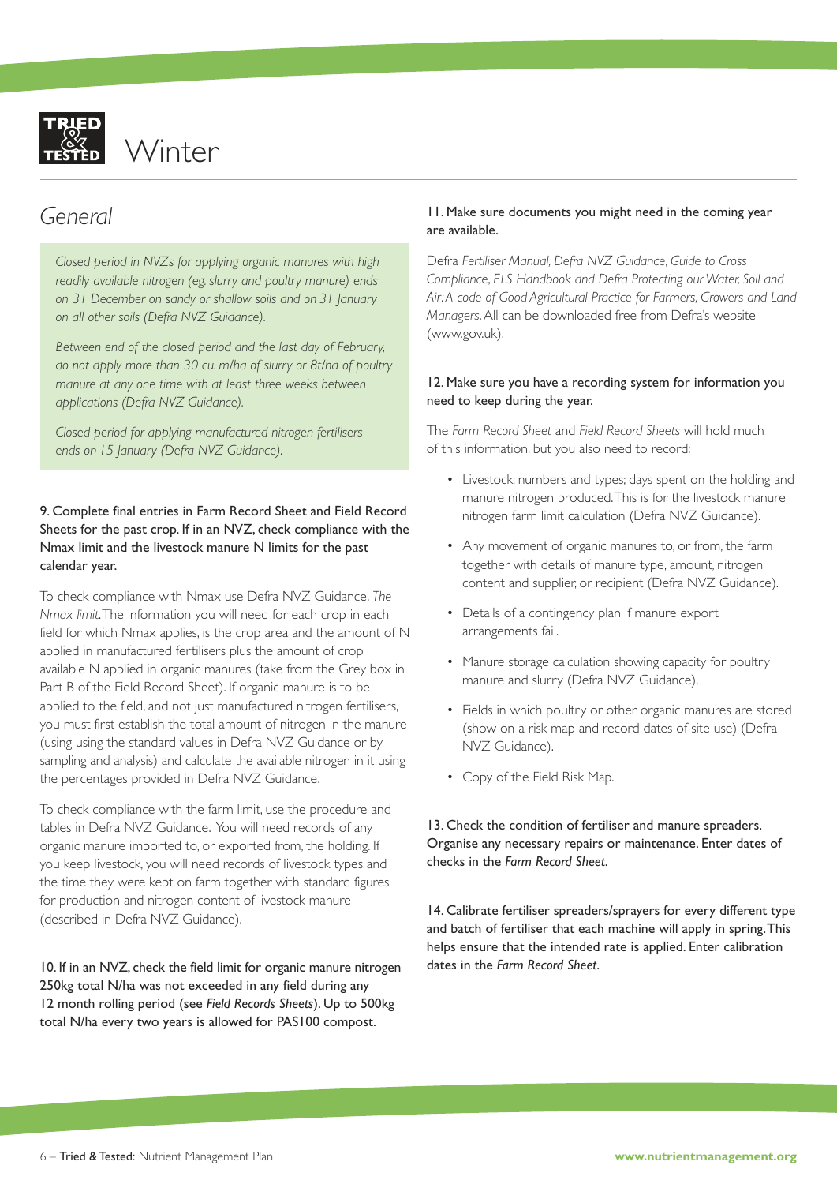# Winter

## *General*

*Closed period in NVZs for applying organic manures with high readily available nitrogen (eg. slurry and poultry manure) ends on 31 December on sandy or shallow soils and on 31 January on all other soils (Defra NVZ Guidance).*

*Between end of the closed period and the last day of February, do not apply more than 30 cu. m/ha of slurry or 8t/ha of poultry manure at any one time with at least three weeks between applications (Defra NVZ Guidance).*

*Closed period for applying manufactured nitrogen fertilisers ends on 15 January (Defra NVZ Guidance).*

9. Complete final entries in Farm Record Sheet and Field Record Sheets for the past crop. If in an NVZ, check compliance with the Nmax limit and the livestock manure N limits for the past calendar year.

To check compliance with Nmax use Defra NVZ Guidance, *The Nmax limit*. The information you will need for each crop in each field for which Nmax applies, is the crop area and the amount of N applied in manufactured fertilisers plus the amount of crop available N applied in organic manures (take from the Grey box in Part B of the Field Record Sheet). If organic manure is to be applied to the field, and not just manufactured nitrogen fertilisers, you must first establish the total amount of nitrogen in the manure (using using the standard values in Defra NVZ Guidance or by sampling and analysis) and calculate the available nitrogen in it using the percentages provided in Defra NVZ Guidance.

To check compliance with the farm limit, use the procedure and tables in Defra NVZ Guidance. You will need records of any organic manure imported to, or exported from, the holding. If you keep livestock, you will need records of livestock types and the time they were kept on farm together with standard figures for production and nitrogen content of livestock manure (described in Defra NVZ Guidance).

10. If in an NVZ, check the field limit for organic manure nitrogen 250kg total N/ha was not exceeded in any field during any 12 month rolling period (see *Field Records Sheets*). Up to 500kg total N/ha every two years is allowed for PAS100 compost.

11. Make sure documents you might need in the coming year are available.

Defra *Fertiliser Manual, Defra NVZ Guidance, Guide to Cross Compliance, ELS Handbook and Defra Protecting our Water, Soil and Air: A code of Good Agricultural Practice for Farmers, Growers and Land Managers.* All can be downloaded free from Defra's website (www.gov.uk).

12. Make sure you have a recording system for information you need to keep during the year.

The *Farm Record Sheet* and *Field Record Sheets* will hold much of this information, but you also need to record:

- Livestock: numbers and types; days spent on the holding and manure nitrogen produced. This is for the livestock manure nitrogen farm limit calculation (Defra NVZ Guidance).
- Any movement of organic manures to, or from, the farm together with details of manure type, amount, nitrogen content and supplier, or recipient (Defra NVZ Guidance).
- Details of a contingency plan if manure export arrangements fail.
- Manure storage calculation showing capacity for poultry manure and slurry (Defra NVZ Guidance).
- Fields in which poultry or other organic manures are stored (show on a risk map and record dates of site use) (Defra NVZ Guidance).
- Copy of the Field Risk Map.

13. Check the condition of fertiliser and manure spreaders. Organise any necessary repairs or maintenance. Enter dates of checks in the *Farm Record Sheet*.

14. Calibrate fertiliser spreaders/sprayers for every different type and batch of fertiliser that each machine will apply in spring. This helps ensure that the intended rate is applied. Enter calibration dates in the *Farm Record Sheet*.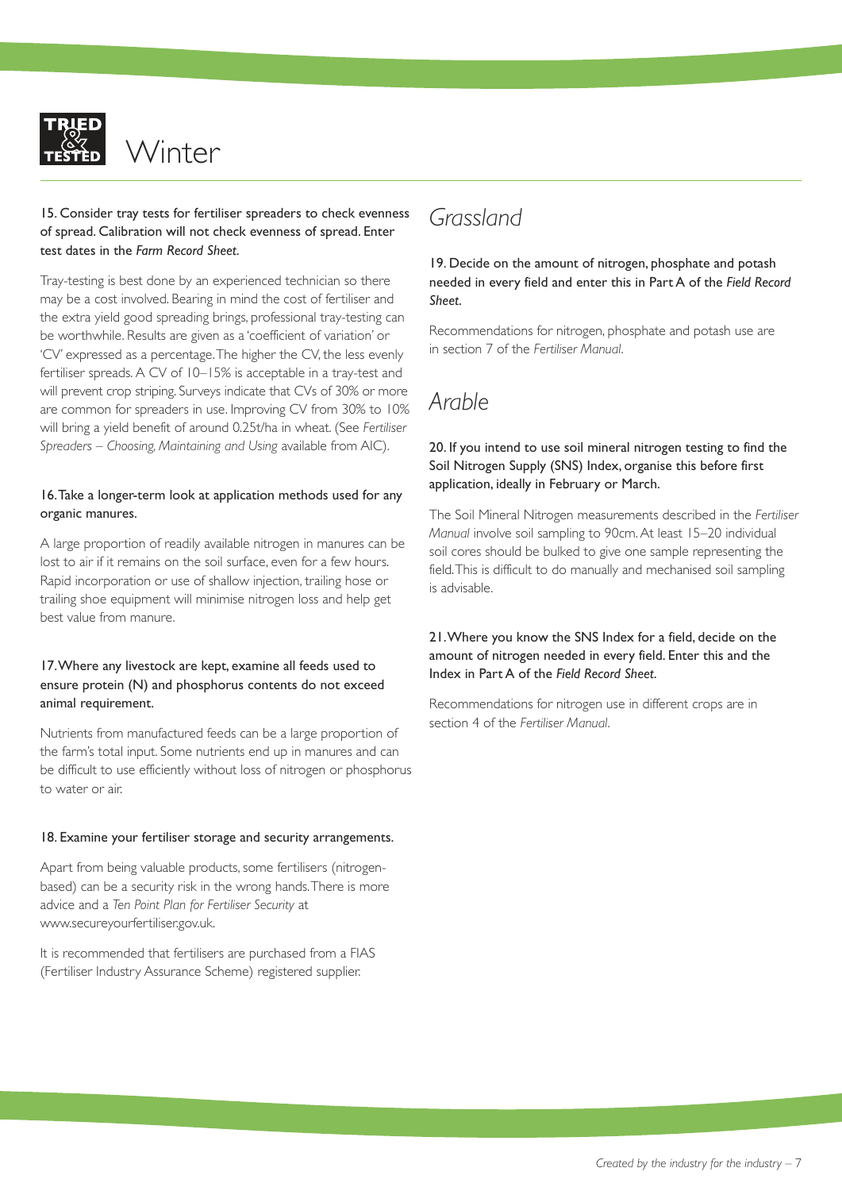# Winter

**15. Consider tray tests for fertiliser spreaders to check evenness of spread. Calibration will not check evenness of spread. Enter test dates in the *Farm Record Sheet*.**

Tray-testing is best done by an experienced technician so there may be a cost involved. Bearing in mind the cost of fertiliser and the extra yield good spreading brings, professional tray-testing can be worthwhile. Results are given as a 'coefficient of variation' or 'CV' expressed as a percentage. The higher the CV, the less evenly fertiliser spreads. A CV of 10–15% is acceptable in a tray-test and will prevent crop striping. Surveys indicate that CVs of 30% or more are common for spreaders in use. Improving CV from 30% to 10% will bring a yield benefit of around 0.25t/ha in wheat. (See *Fertiliser Spreaders – Choosing, Maintaining and Using* available from AIC).

**16. Take a longer-term look at application methods used for any organic manures.**

A large proportion of readily available nitrogen in manures can be lost to air if it remains on the soil surface, even for a few hours. Rapid incorporation or use of shallow injection, trailing hose or trailing shoe equipment will minimise nitrogen loss and help get best value from manure.

**17. Where any livestock are kept, examine all feeds used to ensure protein (N) and phosphorus contents do not exceed animal requirement.**

Nutrients from manufactured feeds can be a large proportion of the farm's total input. Some nutrients end up in manures and can be difficult to use efficiently without loss of nitrogen or phosphorus to water or air.

**18. Examine your fertiliser storage and security arrangements.**

Apart from being valuable products, some fertilisers (nitrogen-based) can be a security risk in the wrong hands. There is more advice and a *Ten Point Plan for Fertiliser Security* at www.secureyourfertiliser.gov.uk.

It is recommended that fertilisers are purchased from a FIAS (Fertiliser Industry Assurance Scheme) registered supplier.

## *Grassland*

**19. Decide on the amount of nitrogen, phosphate and potash needed in every field and enter this in Part A of the *Field Record Sheet*.**

Recommendations for nitrogen, phosphate and potash use are in section 7 of the *Fertiliser Manual*.

## *Arable*

**20. If you intend to use soil mineral nitrogen testing to find the Soil Nitrogen Supply (SNS) Index, organise this before first application, ideally in February or March.**

The Soil Mineral Nitrogen measurements described in the *Fertiliser Manual* involve soil sampling to 90cm. At least 15–20 individual soil cores should be bulked to give one sample representing the field. This is difficult to do manually and mechanised soil sampling is advisable.

**21. Where you know the SNS Index for a field, decide on the amount of nitrogen needed in every field. Enter this and the Index in Part A of the *Field Record Sheet*.**

Recommendations for nitrogen use in different crops are in section 4 of the *Fertiliser Manual*.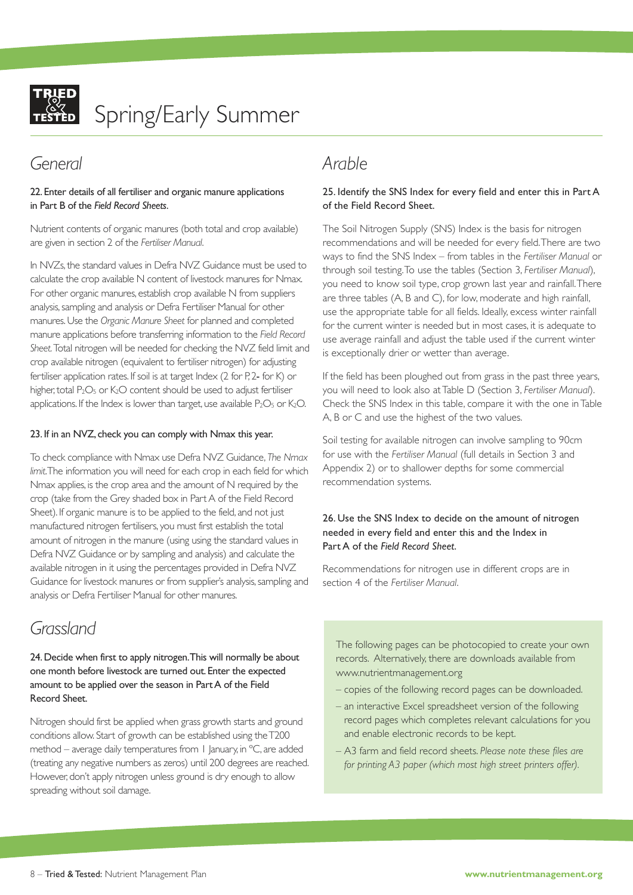# Spring/Early Summer

## General

**22. Enter details of all fertiliser and organic manure applications in Part B of the *Field Record Sheets*.**

Nutrient contents of organic manures (both total and crop available) are given in section 2 of the *Fertiliser Manual*.

In NVZs, the standard values in Defra NVZ Guidance must be used to calculate the crop available N content of livestock manures for Nmax. For other organic manures, establish crop available N from suppliers analysis, sampling and analysis or Defra Fertiliser Manual for other manures. Use the *Organic Manure Sheet* for planned and completed manure applications before transferring information to the *Field Record Sheet*. Total nitrogen will be needed for checking the NVZ field limit and crop available nitrogen (equivalent to fertiliser nitrogen) for adjusting fertiliser application rates. If soil is at target Index (2 for P, 2- for K) or higher, total $P_2O_5$ or $K_2O$ content should be used to adjust fertiliser applications. If the Index is lower than target, use available $P_2O_5$ or $K_2O$.

**23. If in an NVZ, check you can comply with Nmax this year.**

To check compliance with Nmax use Defra NVZ Guidance, *The Nmax limit*. The information you will need for each crop in each field for which Nmax applies, is the crop area and the amount of N required by the crop (take from the Grey shaded box in Part A of the Field Record Sheet). If organic manure is to be applied to the field, and not just manufactured nitrogen fertilisers, you must first establish the total amount of nitrogen in the manure (using using the standard values in Defra NVZ Guidance or by sampling and analysis) and calculate the available nitrogen in it using the percentages provided in Defra NVZ Guidance for livestock manures or from supplier's analysis, sampling and analysis or Defra Fertiliser Manual for other manures.

## Grassland

**24. Decide when first to apply nitrogen. This will normally be about one month before livestock are turned out. Enter the expected amount to be applied over the season in Part A of the Field Record Sheet.**

Nitrogen should first be applied when grass growth starts and ground conditions allow. Start of growth can be established using the T200 method – average daily temperatures from 1 January, in °C, are added (treating any negative numbers as zeros) until 200 degrees are reached. However, don't apply nitrogen unless ground is dry enough to allow spreading without soil damage.

## Arable

**25. Identify the SNS Index for every field and enter this in Part A of the Field Record Sheet.**

The Soil Nitrogen Supply (SNS) Index is the basis for nitrogen recommendations and will be needed for every field. There are two ways to find the SNS Index – from tables in the *Fertiliser Manual* or through soil testing. To use the tables (Section 3, *Fertiliser Manual*), you need to know soil type, crop grown last year and rainfall. There are three tables (A, B and C), for low, moderate and high rainfall, use the appropriate table for all fields. Ideally, excess winter rainfall for the current winter is needed but in most cases, it is adequate to use average rainfall and adjust the table used if the current winter is exceptionally drier or wetter than average.

If the field has been ploughed out from grass in the past three years, you will need to look also at Table D (Section 3, *Fertiliser Manual*). Check the SNS Index in this table, compare it with the one in Table A, B or C and use the highest of the two values.

Soil testing for available nitrogen can involve sampling to 90cm for use with the *Fertiliser Manual* (full details in Section 3 and Appendix 2) or to shallower depths for some commercial recommendation systems.

**26. Use the SNS Index to decide on the amount of nitrogen needed in every field and enter this and the Index in Part A of the *Field Record Sheet*.**

Recommendations for nitrogen use in different crops are in section 4 of the *Fertiliser Manual*.

The following pages can be photocopied to create your own records. Alternatively, there are downloads available from www.nutrientmanagement.org

- copies of the following record pages can be downloaded.
- an interactive Excel spreadsheet version of the following record pages which completes relevant calculations for you and enable electronic records to be kept.
- A3 farm and field record sheets. *Please note these files are for printing A3 paper (which most high street printers offer).*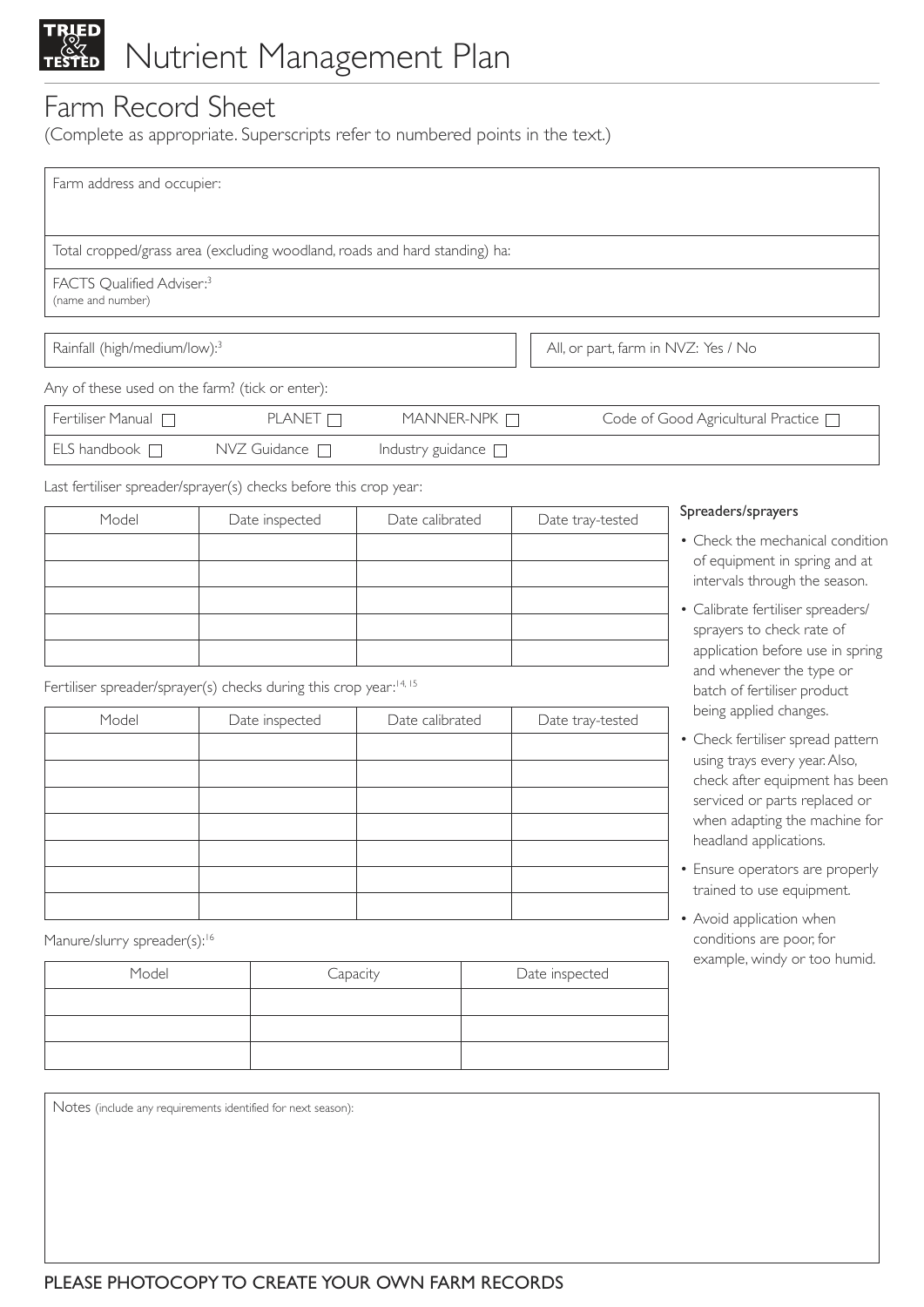# Nutrient Management Plan

## Farm Record Sheet

(Complete as appropriate. Superscripts refer to numbered points in the text.)

| Farm address and occupier: |
|---|
| Total cropped/grass area (excluding woodland, roads and hard standing) ha: |
| FACTS Qualified Adviser:[3] (name and number) |

| Rainfall (high/medium/low):[3] | All, or part, farm in NVZ: Yes / No |
|---|---|

Any of these used on the farm? (tick or enter):

| Fertiliser Manual ☐ | PLANET ☐ | MANNER-NPK ☐ | Code of Good Agricultural Practice ☐ |
|---|---|---|---|
| ELS handbook ☐ | NVZ Guidance ☐ | Industry guidance ☐ | |

Last fertiliser spreader/sprayer(s) checks before this crop year:

| Model | Date inspected | Date calibrated | Date tray-tested |
|---|---|---|---|
| | | | |
| | | | |
| | | | |
| | | | |
| | | | |

Fertiliser spreader/sprayer(s) checks during this crop year:[14, 15]

| Model | Date inspected | Date calibrated | Date tray-tested |
|---|---|---|---|
| | | | |
| | | | |
| | | | |
| | | | |
| | | | |
| | | | |
| | | | |

Manure/slurry spreader(s):[16]

| Model | Capacity | Date inspected |
|---|---|---|
| | | |
| | | |
| | | |

### Spreaders/sprayers

- Check the mechanical condition of equipment in spring and at intervals through the season.
- Calibrate fertiliser spreaders/ sprayers to check rate of application before use in spring and whenever the type or batch of fertiliser product being applied changes.
- Check fertiliser spread pattern using trays every year. Also, check after equipment has been serviced or parts replaced or when adapting the machine for headland applications.
- Ensure operators are properly trained to use equipment.
- Avoid application when conditions are poor, for example, windy or too humid.

| Notes (include any requirements identified for next season): |
|---|
| |

PLEASE PHOTOCOPY TO CREATE YOUR OWN FARM RECORDS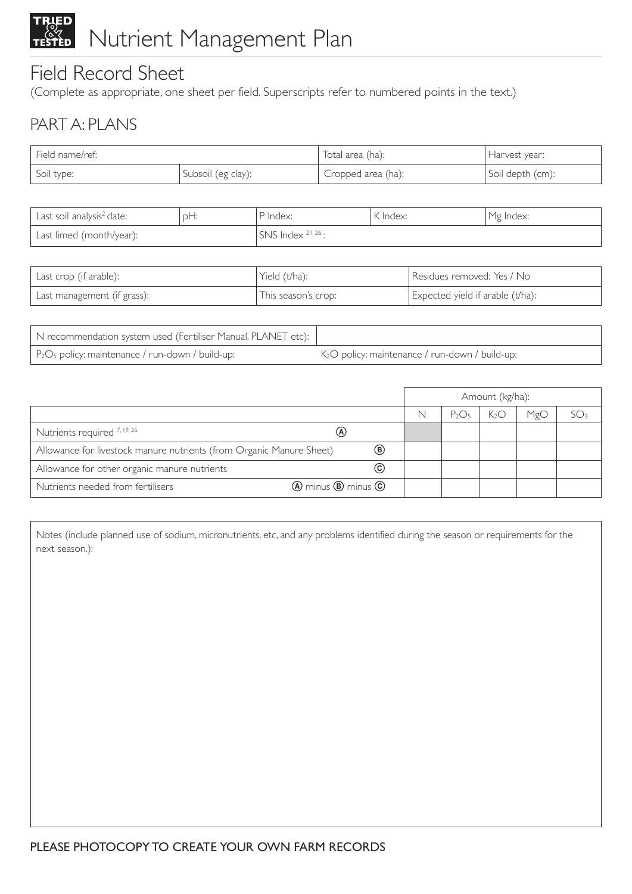# Nutrient Management Plan

## Field Record Sheet

(Complete as appropriate, one sheet per field. Superscripts refer to numbered points in the text.)

## PART A: PLANS

| Field name/ref: | | Total area (ha): | Harvest year: |
|---|---|---|---|
| Soil type: | Subsoil (eg clay): | Cropped area (ha): | Soil depth (cm): |

| Last soil analysis[2] date: | pH: | P Index: | K Index: | Mg Index: |
|---|---|---|---|---|
| Last limed (month/year): | | SNS Index [21, 26]: | | |

| Last crop (if arable): | Yield (t/ha): | Residues removed: Yes / No |
|---|---|---|
| Last management (if grass): | This season's crop: | Expected yield if arable (t/ha): |

| N recommendation system used (Fertiliser Manual, PLANET etc): | |
|---|---|
| $P_2O_5$ policy: maintenance / run-down / build-up: | $K_2O$ policy: maintenance / run-down / build-up: |

| | | Amount (kg/ha): | | | | |
|---|---|---|---|---|---|---|
| | | N | $P_2O_5$ | $K_2O$ | MgO | $SO_3$ |
| Nutrients required [7, 19, 26] | Ⓐ | | | | | |
| Allowance for livestock manure nutrients (from Organic Manure Sheet) | Ⓑ | | | | | |
| Allowance for other organic manure nutrients | Ⓒ | | | | | |
| Nutrients needed from fertilisers | Ⓐ minus Ⓑ minus Ⓒ | | | | | |

Notes (include planned use of sodium, micronutrients, etc, and any problems identified during the season or requirements for the next season.):

PLEASE PHOTOCOPY TO CREATE YOUR OWN FARM RECORDS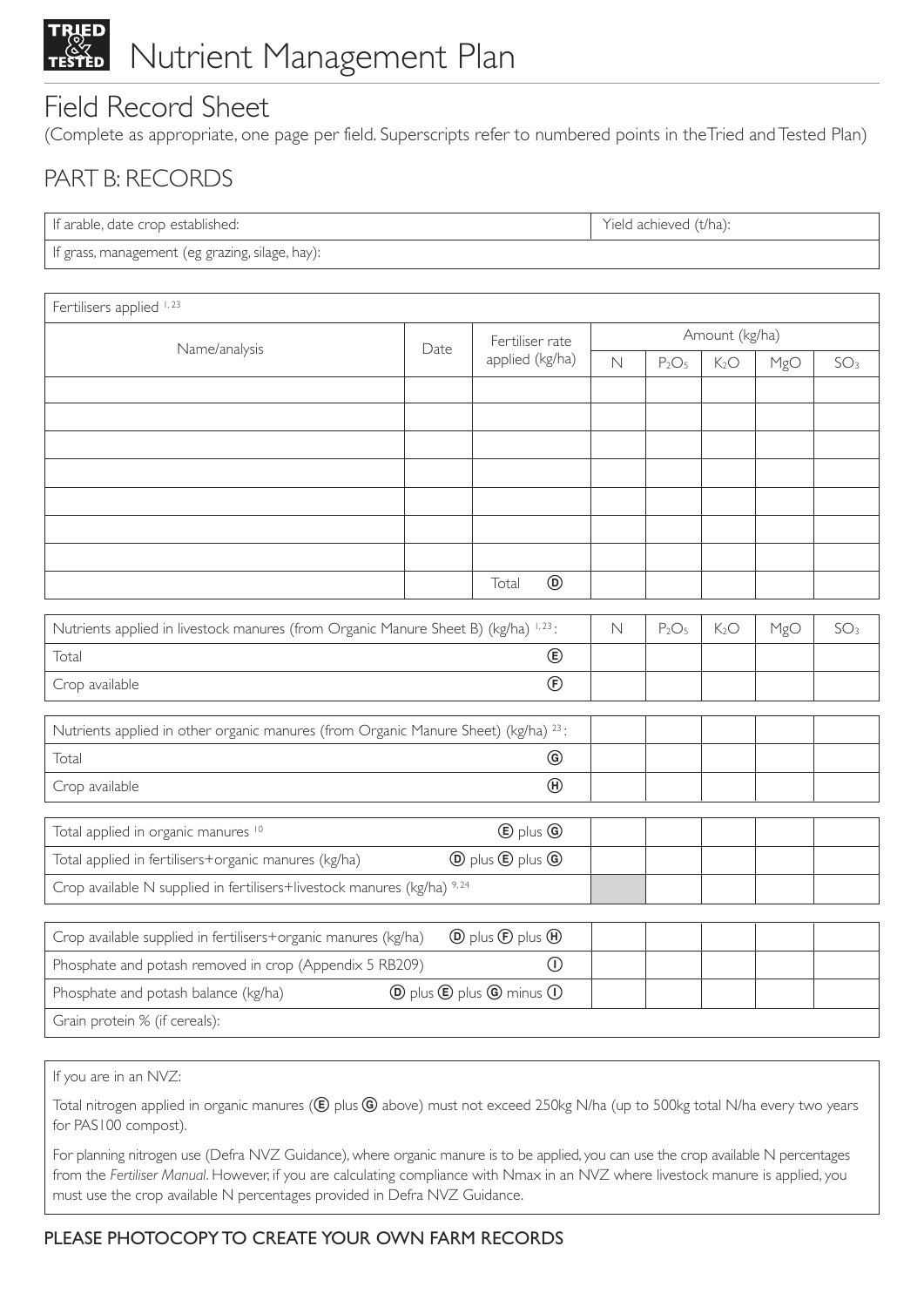# Nutrient Management Plan

## Field Record Sheet

(Complete as appropriate, one page per field. Superscripts refer to numbered points in the Tried and Tested Plan)

## PART B: RECORDS

| If arable, date crop established: | Yield achieved (t/ha): |
|---|---|
| If grass, management (eg grazing, silage, hay): | |

| Fertilisers applied [1, 23] | | | | | | | |
|---|---|---|---|---|---|---|---|
| Name/analysis | Date | Fertiliser rate applied (kg/ha) | Amount (kg/ha) | | | | |
| | | | N | $P_2O_5$ | $K_2O$ | MgO | $SO_3$ |
| | | | | | | | |
| | | | | | | | |
| | | | | | | | |
| | | | | | | | |
| | | | | | | | |
| | | | | | | | |
| | | | | | | | |
| | | Total Ⓓ | | | | | |

| Nutrients applied in livestock manures (from Organic Manure Sheet B) (kg/ha) [1, 23]: | N | $P_2O_5$ | $K_2O$ | MgO | $SO_3$ |
|---|---|---|---|---|---|
| Total Ⓔ | | | | | |
| Crop available Ⓕ | | | | | |

| Nutrients applied in other organic manures (from Organic Manure Sheet) (kg/ha) [23]: | | | | | |
|---|---|---|---|---|---|
| Total Ⓖ | | | | | |
| Crop available Ⓗ | | | | | |

| | | | | | | |
|---|---|---|---|---|---|---|
| Total applied in organic manures [10] | Ⓔ plus Ⓖ | | | | | |
| Total applied in fertilisers+organic manures (kg/ha) | Ⓓ plus Ⓔ plus Ⓖ | | | | | |
| Crop available N supplied in fertilisers+livestock manures (kg/ha) [9, 24] | | | | | | |

| | | | | | | |
|---|---|---|---|---|---|---|
| Crop available supplied in fertilisers+organic manures (kg/ha) | Ⓓ plus Ⓕ plus Ⓗ | | | | | |
| Phosphate and potash removed in crop (Appendix 5 RB209) | Ⓘ | | | | | |
| Phosphate and potash balance (kg/ha) | Ⓓ plus Ⓔ plus Ⓖ minus Ⓘ | | | | | |
| Grain protein % (if cereals): | | | | | | |

If you are in an NVZ:

Total nitrogen applied in organic manures (Ⓔ plus Ⓖ above) must not exceed 250kg N/ha (up to 500kg total N/ha every two years for PAS100 compost).

For planning nitrogen use (Defra NVZ Guidance), where organic manure is to be applied, you can use the crop available N percentages from the *Fertiliser Manual*. However, if you are calculating compliance with Nmax in an NVZ where livestock manure is applied, you must use the crop available N percentages provided in Defra NVZ Guidance.

PLEASE PHOTOCOPY TO CREATE YOUR OWN FARM RECORDS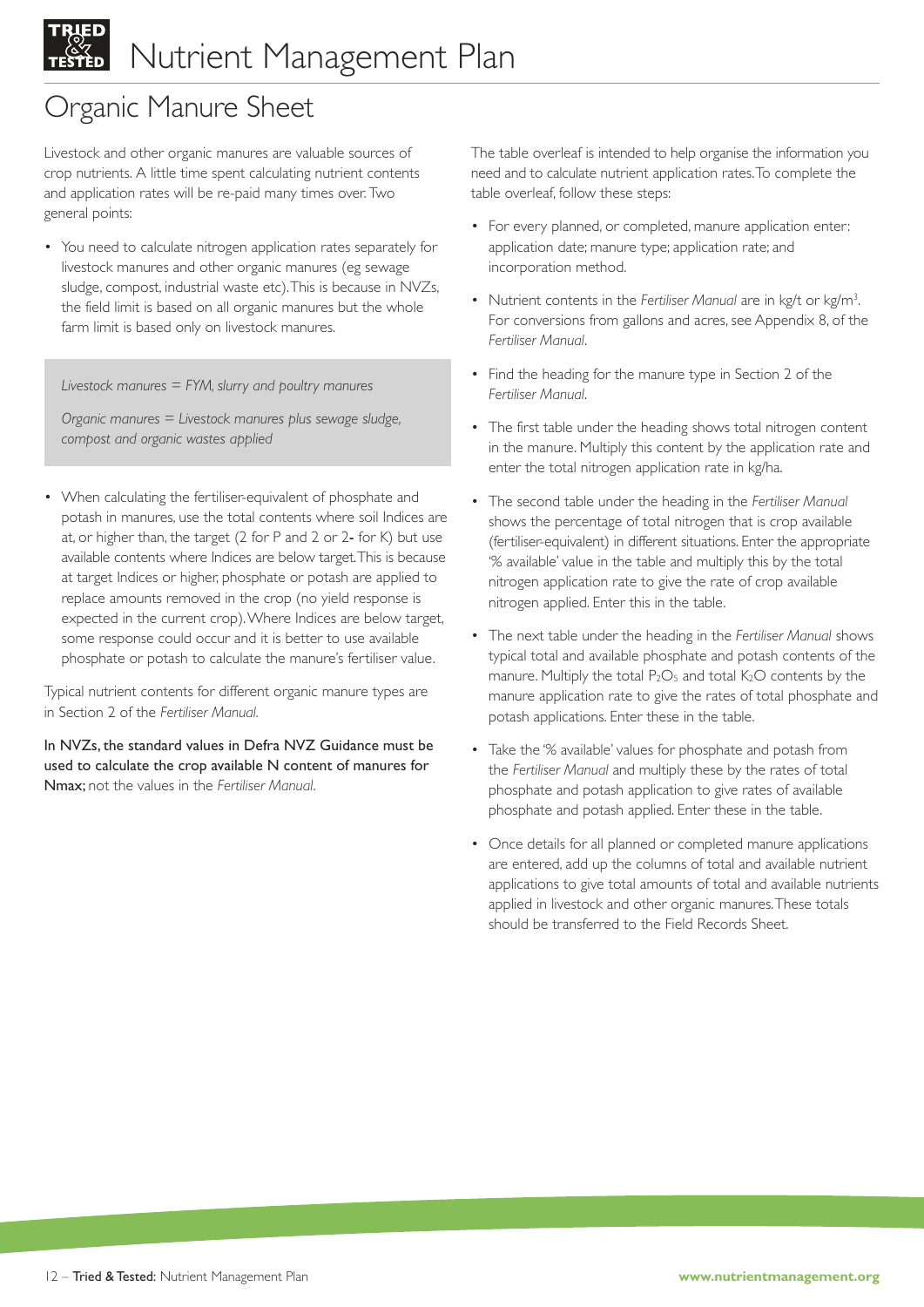# Nutrient Management Plan

## Organic Manure Sheet

Livestock and other organic manures are valuable sources of crop nutrients. A little time spent calculating nutrient contents and application rates will be re-paid many times over. Two general points:

- You need to calculate nitrogen application rates separately for livestock manures and other organic manures (eg sewage sludge, compost, industrial waste etc). This is because in NVZs, the field limit is based on all organic manures but the whole farm limit is based only on livestock manures.

> *Livestock manures = FYM, slurry and poultry manures*
>
> *Organic manures = Livestock manures plus sewage sludge, compost and organic wastes applied*

- When calculating the fertiliser-equivalent of phosphate and potash in manures, use the total contents where soil Indices are at, or higher than, the target (2 for P and 2 or 2- for K) but use available contents where Indices are below target. This is because at target Indices or higher, phosphate or potash are applied to replace amounts removed in the crop (no yield response is expected in the current crop). Where Indices are below target, some response could occur and it is better to use available phosphate or potash to calculate the manure's fertiliser value.

Typical nutrient contents for different organic manure types are in Section 2 of the *Fertiliser Manual.*

**In NVZs, the standard values in Defra NVZ Guidance must be used to calculate the crop available N content of manures for Nmax;** not the values in the *Fertiliser Manual*.

The table overleaf is intended to help organise the information you need and to calculate nutrient application rates. To complete the table overleaf, follow these steps:

- For every planned, or completed, manure application enter: application date; manure type; application rate; and incorporation method.
- Nutrient contents in the *Fertiliser Manual* are in kg/t or kg/m$^3$. For conversions from gallons and acres, see Appendix 8, of the *Fertiliser Manual*.
- Find the heading for the manure type in Section 2 of the *Fertiliser Manual*.
- The first table under the heading shows total nitrogen content in the manure. Multiply this content by the application rate and enter the total nitrogen application rate in kg/ha.
- The second table under the heading in the *Fertiliser Manual* shows the percentage of total nitrogen that is crop available (fertiliser-equivalent) in different situations. Enter the appropriate '% available' value in the table and multiply this by the total nitrogen application rate to give the rate of crop available nitrogen applied. Enter this in the table.
- The next table under the heading in the *Fertiliser Manual* shows typical total and available phosphate and potash contents of the manure. Multiply the total $P_2O_5$ and total $K_2O$ contents by the manure application rate to give the rates of total phosphate and potash applications. Enter these in the table.
- Take the '% available' values for phosphate and potash from the *Fertiliser Manual* and multiply these by the rates of total phosphate and potash application to give rates of available phosphate and potash applied. Enter these in the table.
- Once details for all planned or completed manure applications are entered, add up the columns of total and available nutrient applications to give total amounts of total and available nutrients applied in livestock and other organic manures. These totals should be transferred to the Field Records Sheet.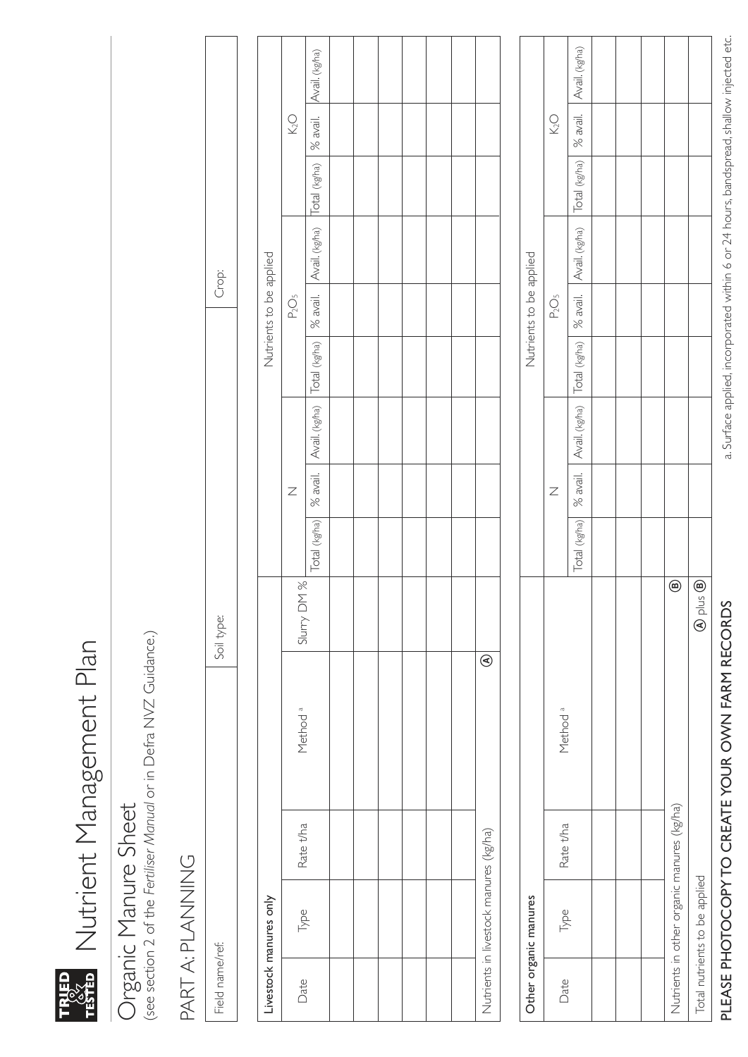**TRIED & TESTED**

# Nutrient Management Plan

## Organic Manure Sheet

(see section 2 of the *Fertiliser Manual* or in Defra NVZ Guidance.)

## PART A: PLANNING

| Field name/ref: | Soil type: | Crop: |
|---|---|---|
| | | |

**Livestock manures only**

| Date | Type | Rate t/ha | Method [a] | Slurry DM % | Nutrients to be applied | | | | | | | | |
|---|---|---|---|---|---|---|---|---|---|---|---|---|---|
| | | | | | N | | | $P_2O_5$ | | | $K_2O$ | | |
| | | | | | Total (kg/ha) | % avail. | Avail. (kg/ha) | Total (kg/ha) | % avail. | Avail. (kg/ha) | Total (kg/ha) | % avail. | Avail. (kg/ha) |
| | | | | | | | | | | | | | |
| | | | | | | | | | | | | | |
| | | | | | | | | | | | | | |
| | | | | | | | | | | | | | |
| | | | | | | | | | | | | | |
| | | | | | | | | | | | | | |
| Nutrients in livestock manures (kg/ha) | | | Ⓐ | | | | | | | | | | |

**Other organic manures**

| Date | Type | Rate t/ha | Method [a] | Nutrients to be applied | | | | | | | | |
|---|---|---|---|---|---|---|---|---|---|---|---|---|
| | | | | N | | | $P_2O_5$ | | | $K_2O$ | | |
| | | | | Total (kg/ha) | % avail. | Avail. (kg/ha) | Total (kg/ha) | % avail. | Avail. (kg/ha) | Total (kg/ha) | % avail. | Avail. (kg/ha) |
| | | | | | | | | | | | | |
| | | | | | | | | | | | | |
| | | | | | | | | | | | | |
| Nutrients in other organic manures (kg/ha) | | | Ⓑ | | | | | | | | | |
| Total nutrients to be applied | | | Ⓐ plus Ⓑ | | | | | | | | | |

PLEASE PHOTOCOPY TO CREATE YOUR OWN FARM RECORDS

a. Surface applied, incorporated within 6 or 24 hours, bandspread, shallow injected etc.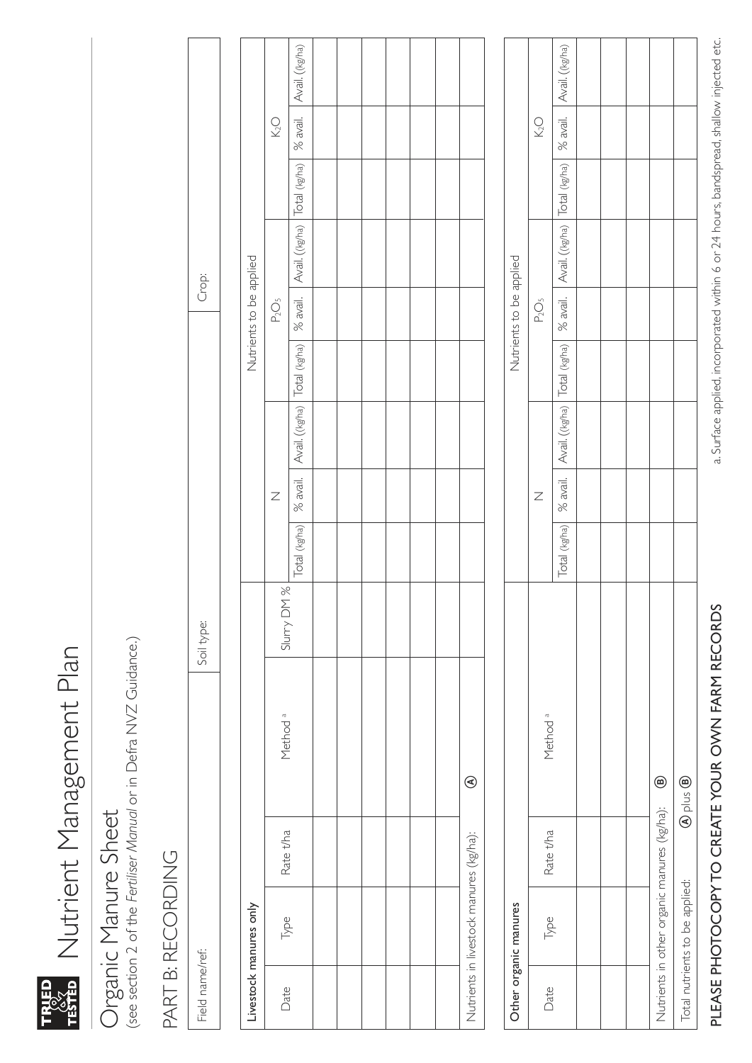TRIED & TESTED

# Nutrient Management Plan

## Organic Manure Sheet

(see section 2 of the *Fertiliser Manual* or in Defra NVZ Guidance.)

## PART B: RECORDING

| Field name/ref: | Soil type: | Crop: |
|---|---|---|

**Livestock manures only**

| Date | Type | Rate t/ha | Method [a] | Slurry DM % | Nutrients to be applied | | | | | | | | |
|---|---|---|---|---|---|---|---|---|---|---|---|---|---|
| | | | | | N | | | $P_2O_5$ | | | $K_2O$ | | |
| | | | | | Total (kg/ha) | % avail. | Avail. ((kg/ha) | Total (kg/ha) | % avail. | Avail. ((kg/ha) | Total (kg/ha) | % avail. | Avail. (kg/ha) |
| | | | | | | | | | | | | | |
| | | | | | | | | | | | | | |
| | | | | | | | | | | | | | |
| | | | | | | | | | | | | | |
| | | | | | | | | | | | | | |
| | | | | | | | | | | | | | |
| Nutrients in livestock manures (kg/ha): | | | Ⓐ | | | | | | | | | | |

**Other organic manures**

| Date | Type | Rate t/ha | Method [a] | Nutrients to be applied | | | | | | | | |
|---|---|---|---|---|---|---|---|---|---|---|---|---|
| | | | | N | | | $P_2O_5$ | | | $K_2O$ | | |
| | | | | Total (kg/ha) | % avail. | Avail. ((kg/ha) | Total (kg/ha) | % avail. | Avail. ((kg/ha) | Total (kg/ha) | % avail. | Avail. (kg/ha) |
| | | | | | | | | | | | | |
| | | | | | | | | | | | | |
| | | | | | | | | | | | | |
| Nutrients in other organic manures (kg/ha): | | | Ⓑ | | | | | | | | | |
| Total nutrients to be applied: | | Ⓐ plus Ⓑ | | | | | | | | | | |

**PLEASE PHOTOCOPY TO CREATE YOUR OWN FARM RECORDS**

a. Surface applied, incorporated within 6 or 24 hours, bandspread, shallow injected etc.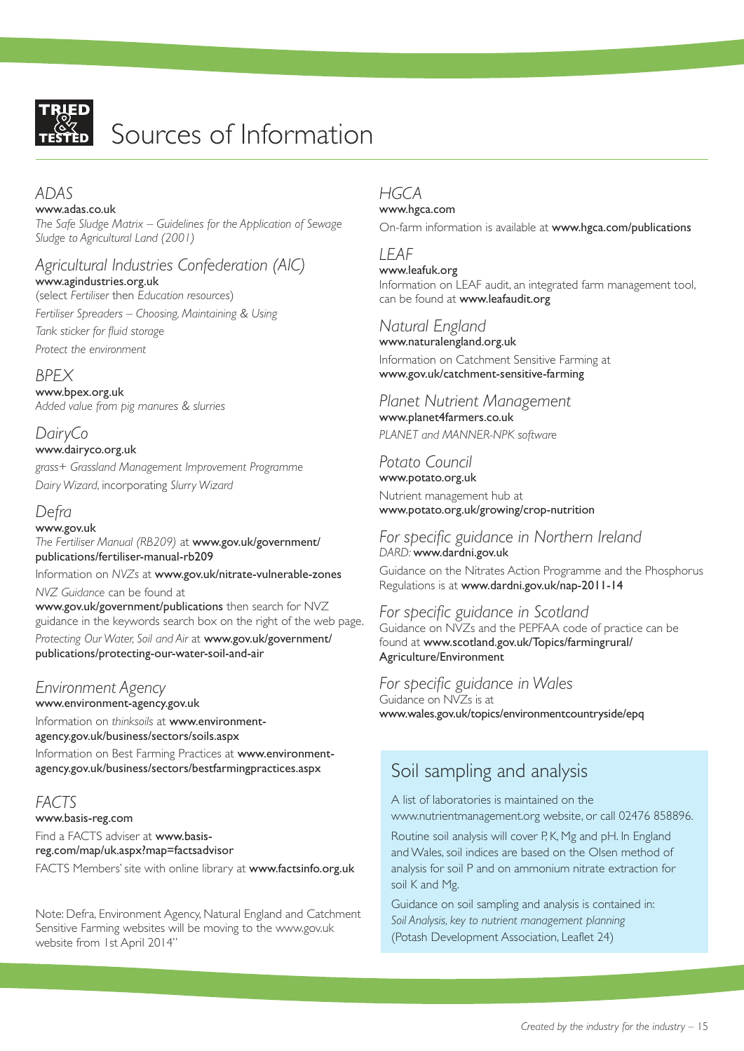# Sources of Information

### *ADAS*

**www.adas.co.uk**

*The Safe Sludge Matrix – Guidelines for the Application of Sewage Sludge to Agricultural Land (2001)*

### *Agricultural Industries Confederation (AIC)*

**www.agindustries.org.uk**

(select *Fertiliser* then *Education resources*)

*Fertiliser Spreaders – Choosing, Maintaining & Using*

*Tank sticker for fluid storage*

*Protect the environment*

### *BPEX*

**www.bpex.org.uk**

*Added value from pig manures & slurries*

### *DairyCo*

**www.dairyco.org.uk**

*grass+ Grassland Management Improvement Programme*

*Dairy Wizard*, incorporating *Slurry Wizard*

### *Defra*

**www.gov.uk**

*The Fertiliser Manual (RB209)* at **www.gov.uk/government/publications/fertiliser-manual-rb209**

Information on *NVZs* at **www.gov.uk/nitrate-vulnerable-zones**

*NVZ Guidance* can be found at **www.gov.uk/government/publications** then search for NVZ guidance in the keywords search box on the right of the web page.

*Protecting Our Water, Soil and Air* at **www.gov.uk/government/publications/protecting-our-water-soil-and-air**

### *Environment Agency*

**www.environment-agency.gov.uk**

Information on *thinksoils* at **www.environment-agency.gov.uk/business/sectors/soils.aspx**

Information on Best Farming Practices at **www.environment-agency.gov.uk/business/sectors/bestfarmingpractices.aspx**

### *FACTS*

**www.basis-reg.com**

Find a FACTS adviser at **www.basis-reg.com/map/uk.aspx?map=factsadvisor**

FACTS Members' site with online library at **www.factsinfo.org.uk**

Note: Defra, Environment Agency, Natural England and Catchment Sensitive Farming websites will be moving to the www.gov.uk website from 1st April 2014"

### *HGCA*

**www.hgca.com**

On-farm information is available at **www.hgca.com/publications**

### *LEAF*

**www.leafuk.org**

Information on LEAF audit, an integrated farm management tool, can be found at **www.leafaudit.org**

### *Natural England*

**www.naturalengland.org.uk**

Information on Catchment Sensitive Farming at **www.gov.uk/catchment-sensitive-farming**

### *Planet Nutrient Management*

**www.planet4farmers.co.uk**

*PLANET and MANNER-NPK software*

### *Potato Council*

**www.potato.org.uk**

Nutrient management hub at **www.potato.org.uk/growing/crop-nutrition**

### *For specific guidance in Northern Ireland*

*DARD:* **www.dardni.gov.uk**

Guidance on the Nitrates Action Programme and the Phosphorus Regulations is at **www.dardni.gov.uk/nap-2011-14**

### *For specific guidance in Scotland*

Guidance on NVZs and the PEPFAA code of practice can be found at **www.scotland.gov.uk/Topics/farmingrural/Agriculture/Environment**

### *For specific guidance in Wales*

Guidance on NVZs is at **www.wales.gov.uk/topics/environmentcountryside/epq**

## Soil sampling and analysis

A list of laboratories is maintained on the www.nutrientmanagement.org website, or call 02476 858896.

Routine soil analysis will cover P, K, Mg and pH. In England and Wales, soil indices are based on the Olsen method of analysis for soil P and on ammonium nitrate extraction for soil K and Mg.

Guidance on soil sampling and analysis is contained in: *Soil Analysis, key to nutrient management planning* (Potash Development Association, Leaflet 24)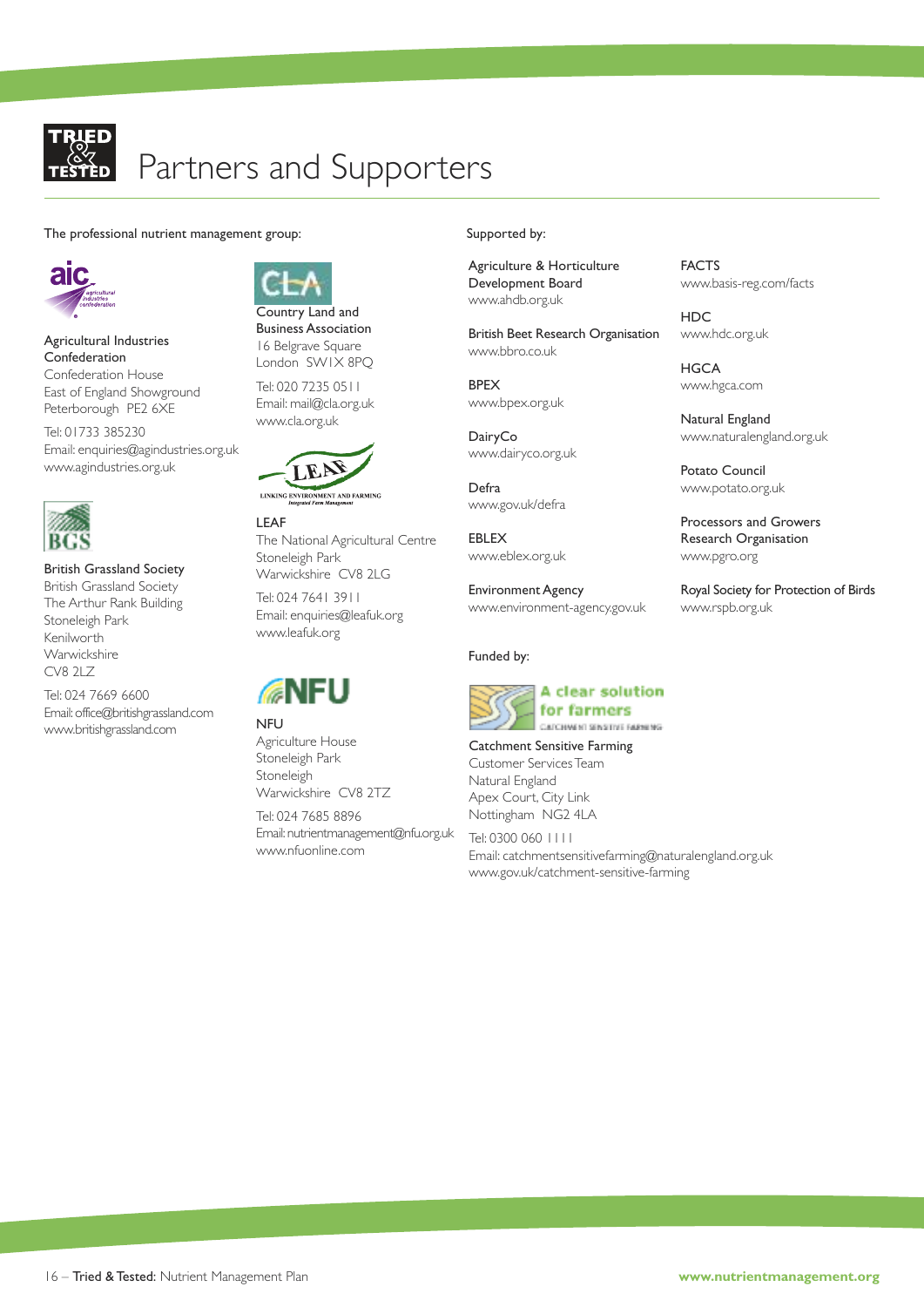# Partners and Supporters

The professional nutrient management group:

**Agricultural Industries Confederation**
Confederation House
East of England Showground
Peterborough PE2 6XE

Tel: 01733 385230
Email: enquiries@agindustries.org.uk
www.agindustries.org.uk

**British Grassland Society**
British Grassland Society
The Arthur Rank Building
Stoneleigh Park
Kenilworth
Warwickshire
CV8 2LZ

Tel: 024 7669 6600
Email: office@britishgrassland.com
www.britishgrassland.com

**Country Land and Business Association**
16 Belgrave Square
London SW1X 8PQ

Tel: 020 7235 0511
Email: mail@cla.org.uk
www.cla.org.uk

**LEAF**
The National Agricultural Centre
Stoneleigh Park
Warwickshire CV8 2LG

Tel: 024 7641 3911
Email: enquiries@leafuk.org
www.leafuk.org

**NFU**
Agriculture House
Stoneleigh Park
Stoneleigh
Warwickshire CV8 2TZ

Tel: 024 7685 8896
Email: nutrientmanagement@nfu.org.uk
www.nfuonline.com

Supported by:

Agriculture & Horticulture Development Board
www.ahdb.org.uk

British Beet Research Organisation
www.bbro.co.uk

BPEX
www.bpex.org.uk

DairyCo
www.dairyco.org.uk

Defra
www.gov.uk/defra

EBLEX
www.eblex.org.uk

Environment Agency
www.environment-agency.gov.uk

FACTS
www.basis-reg.com/facts

HDC
www.hdc.org.uk

HGCA
www.hgca.com

Natural England
www.naturalengland.org.uk

Potato Council
www.potato.org.uk

Processors and Growers Research Organisation
www.pgro.org

Royal Society for Protection of Birds
www.rspb.org.uk

Funded by:

A clear solution for farmers
CATCHMENT SENSITIVE FARMING

**Catchment Sensitive Farming**
Customer Services Team
Natural England
Apex Court, City Link
Nottingham NG2 4LA

Tel: 0300 060 1111
Email: catchmentsensitivefarming@naturalengland.org.uk
www.gov.uk/catchment-sensitive-farming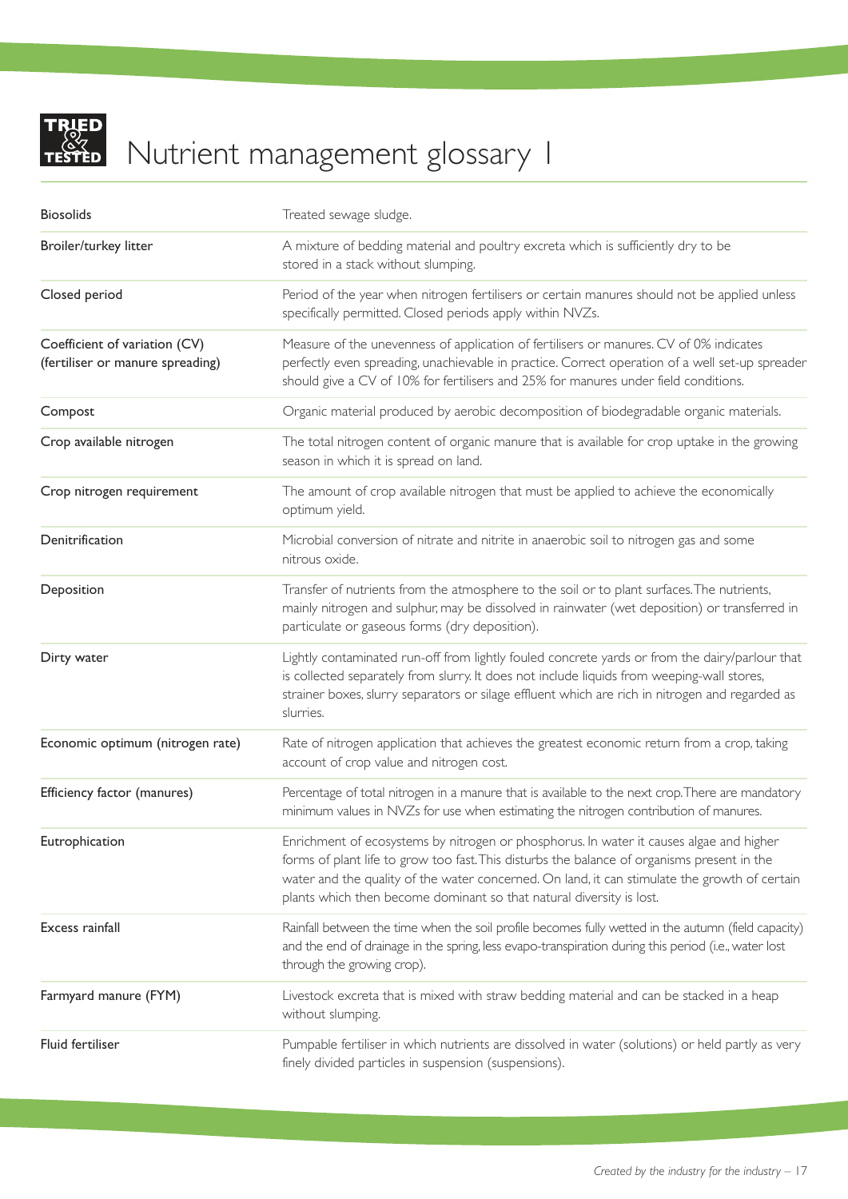# Nutrient management glossary 1

| | |
|---|---|
| Biosolids | Treated sewage sludge. |
| Broiler/turkey litter | A mixture of bedding material and poultry excreta which is sufficiently dry to be stored in a stack without slumping. |
| Closed period | Period of the year when nitrogen fertilisers or certain manures should not be applied unless specifically permitted. Closed periods apply within NVZs. |
| Coefficient of variation (CV) (fertiliser or manure spreading) | Measure of the unevenness of application of fertilisers or manures. CV of 0% indicates perfectly even spreading, unachievable in practice. Correct operation of a well set-up spreader should give a CV of 10% for fertilisers and 25% for manures under field conditions. |
| Compost | Organic material produced by aerobic decomposition of biodegradable organic materials. |
| Crop available nitrogen | The total nitrogen content of organic manure that is available for crop uptake in the growing season in which it is spread on land. |
| Crop nitrogen requirement | The amount of crop available nitrogen that must be applied to achieve the economically optimum yield. |
| Denitrification | Microbial conversion of nitrate and nitrite in anaerobic soil to nitrogen gas and some nitrous oxide. |
| Deposition | Transfer of nutrients from the atmosphere to the soil or to plant surfaces. The nutrients, mainly nitrogen and sulphur, may be dissolved in rainwater (wet deposition) or transferred in particulate or gaseous forms (dry deposition). |
| Dirty water | Lightly contaminated run-off from lightly fouled concrete yards or from the dairy/parlour that is collected separately from slurry. It does not include liquids from weeping-wall stores, strainer boxes, slurry separators or silage effluent which are rich in nitrogen and regarded as slurries. |
| Economic optimum (nitrogen rate) | Rate of nitrogen application that achieves the greatest economic return from a crop, taking account of crop value and nitrogen cost. |
| Efficiency factor (manures) | Percentage of total nitrogen in a manure that is available to the next crop. There are mandatory minimum values in NVZs for use when estimating the nitrogen contribution of manures. |
| Eutrophication | Enrichment of ecosystems by nitrogen or phosphorus. In water it causes algae and higher forms of plant life to grow too fast. This disturbs the balance of organisms present in the water and the quality of the water concerned. On land, it can stimulate the growth of certain plants which then become dominant so that natural diversity is lost. |
| Excess rainfall | Rainfall between the time when the soil profile becomes fully wetted in the autumn (field capacity) and the end of drainage in the spring, less evapo-transpiration during this period (i.e., water lost through the growing crop). |
| Farmyard manure (FYM) | Livestock excreta that is mixed with straw bedding material and can be stacked in a heap without slumping. |
| Fluid fertiliser | Pumpable fertiliser in which nutrients are dissolved in water (solutions) or held partly as very finely divided particles in suspension (suspensions). |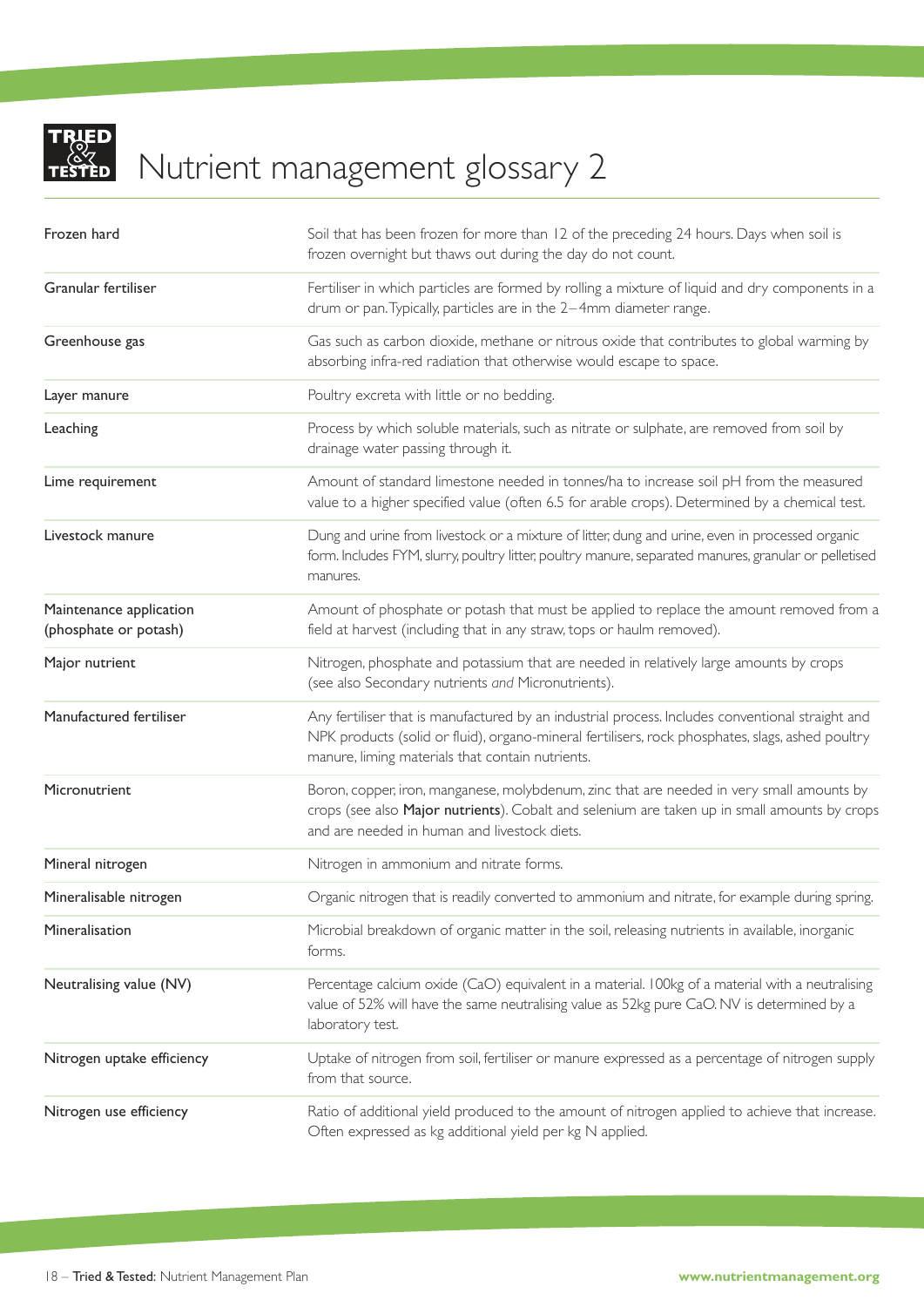# Nutrient management glossary 2

| | |
|---|---|
| Frozen hard | Soil that has been frozen for more than 12 of the preceding 24 hours. Days when soil is frozen overnight but thaws out during the day do not count. |
| Granular fertiliser | Fertiliser in which particles are formed by rolling a mixture of liquid and dry components in a drum or pan. Typically, particles are in the 2–4mm diameter range. |
| Greenhouse gas | Gas such as carbon dioxide, methane or nitrous oxide that contributes to global warming by absorbing infra-red radiation that otherwise would escape to space. |
| Layer manure | Poultry excreta with little or no bedding. |
| Leaching | Process by which soluble materials, such as nitrate or sulphate, are removed from soil by drainage water passing through it. |
| Lime requirement | Amount of standard limestone needed in tonnes/ha to increase soil pH from the measured value to a higher specified value (often 6.5 for arable crops). Determined by a chemical test. |
| Livestock manure | Dung and urine from livestock or a mixture of litter, dung and urine, even in processed organic form. Includes FYM, slurry, poultry litter, poultry manure, separated manures, granular or pelletised manures. |
| Maintenance application (phosphate or potash) | Amount of phosphate or potash that must be applied to replace the amount removed from a field at harvest (including that in any straw, tops or haulm removed). |
| Major nutrient | Nitrogen, phosphate and potassium that are needed in relatively large amounts by crops (see also Secondary nutrients *and* Micronutrients). |
| Manufactured fertiliser | Any fertiliser that is manufactured by an industrial process. Includes conventional straight and NPK products (solid or fluid), organo-mineral fertilisers, rock phosphates, slags, ashed poultry manure, liming materials that contain nutrients. |
| Micronutrient | Boron, copper, iron, manganese, molybdenum, zinc that are needed in very small amounts by crops (see also **Major nutrients**). Cobalt and selenium are taken up in small amounts by crops and are needed in human and livestock diets. |
| Mineral nitrogen | Nitrogen in ammonium and nitrate forms. |
| Mineralisable nitrogen | Organic nitrogen that is readily converted to ammonium and nitrate, for example during spring. |
| Mineralisation | Microbial breakdown of organic matter in the soil, releasing nutrients in available, inorganic forms. |
| Neutralising value (NV) | Percentage calcium oxide (CaO) equivalent in a material. 100kg of a material with a neutralising value of 52% will have the same neutralising value as 52kg pure CaO. NV is determined by a laboratory test. |
| Nitrogen uptake efficiency | Uptake of nitrogen from soil, fertiliser or manure expressed as a percentage of nitrogen supply from that source. |
| Nitrogen use efficiency | Ratio of additional yield produced to the amount of nitrogen applied to achieve that increase. Often expressed as kg additional yield per kg N applied. |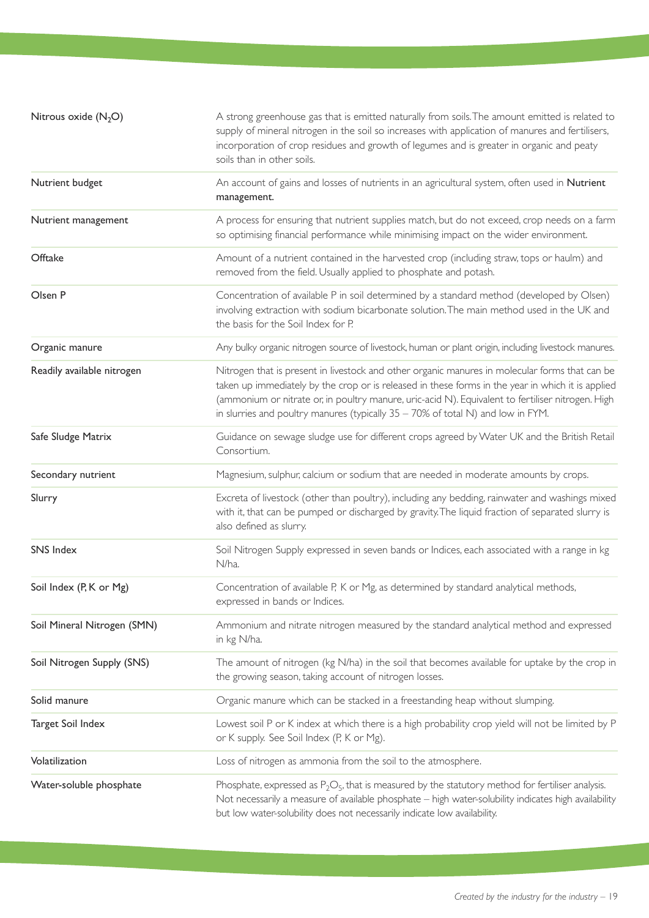| | |
|---|---|
| Nitrous oxide ($N_2O$) | A strong greenhouse gas that is emitted naturally from soils. The amount emitted is related to supply of mineral nitrogen in the soil so increases with application of manures and fertilisers, incorporation of crop residues and growth of legumes and is greater in organic and peaty soils than in other soils. |
| Nutrient budget | An account of gains and losses of nutrients in an agricultural system, often used in **Nutrient management.** |
| Nutrient management | A process for ensuring that nutrient supplies match, but do not exceed, crop needs on a farm so optimising financial performance while minimising impact on the wider environment. |
| Offtake | Amount of a nutrient contained in the harvested crop (including straw, tops or haulm) and removed from the field. Usually applied to phosphate and potash. |
| Olsen P | Concentration of available P in soil determined by a standard method (developed by Olsen) involving extraction with sodium bicarbonate solution. The main method used in the UK and the basis for the Soil Index for P. |
| Organic manure | Any bulky organic nitrogen source of livestock, human or plant origin, including livestock manures. |
| Readily available nitrogen | Nitrogen that is present in livestock and other organic manures in molecular forms that can be taken up immediately by the crop or is released in these forms in the year in which it is applied (ammonium or nitrate or, in poultry manure, uric-acid N). Equivalent to fertiliser nitrogen. High in slurries and poultry manures (typically 35 – 70% of total N) and low in FYM. |
| Safe Sludge Matrix | Guidance on sewage sludge use for different crops agreed by Water UK and the British Retail Consortium. |
| Secondary nutrient | Magnesium, sulphur, calcium or sodium that are needed in moderate amounts by crops. |
| Slurry | Excreta of livestock (other than poultry), including any bedding, rainwater and washings mixed with it, that can be pumped or discharged by gravity. The liquid fraction of separated slurry is also defined as slurry. |
| SNS Index | Soil Nitrogen Supply expressed in seven bands or Indices, each associated with a range in kg N/ha. |
| Soil Index (P, K or Mg) | Concentration of available P, K or Mg, as determined by standard analytical methods, expressed in bands or Indices. |
| Soil Mineral Nitrogen (SMN) | Ammonium and nitrate nitrogen measured by the standard analytical method and expressed in kg N/ha. |
| Soil Nitrogen Supply (SNS) | The amount of nitrogen (kg N/ha) in the soil that becomes available for uptake by the crop in the growing season, taking account of nitrogen losses. |
| Solid manure | Organic manure which can be stacked in a freestanding heap without slumping. |
| Target Soil Index | Lowest soil P or K index at which there is a high probability crop yield will not be limited by P or K supply. See Soil Index (P, K or Mg). |
| Volatilization | Loss of nitrogen as ammonia from the soil to the atmosphere. |
| Water-soluble phosphate | Phosphate, expressed as $P_2O_5$, that is measured by the statutory method for fertiliser analysis. Not necessarily a measure of available phosphate – high water-solubility indicates high availability but low water-solubility does not necessarily indicate low availability. |

*Created by the industry for the industry*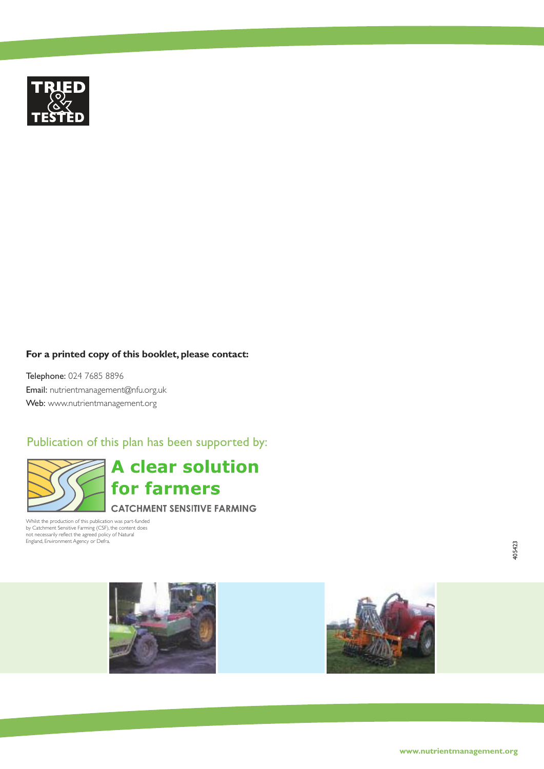TRIED & TESTED

**For a printed copy of this booklet, please contact:**

Telephone: 024 7685 8896
Email: nutrientmanagement@nfu.org.uk
Web: www.nutrientmanagement.org

Publication of this plan has been supported by:

**A clear solution for farmers**

CATCHMENT SENSITIVE FARMING

Whilst the production of this publication was part-funded by Catchment Sensitive Farming (CSF), the content does not necessarily reflect the agreed policy of Natural England, Environment Agency or Defra.

405423

www.nutrientmanagement.org